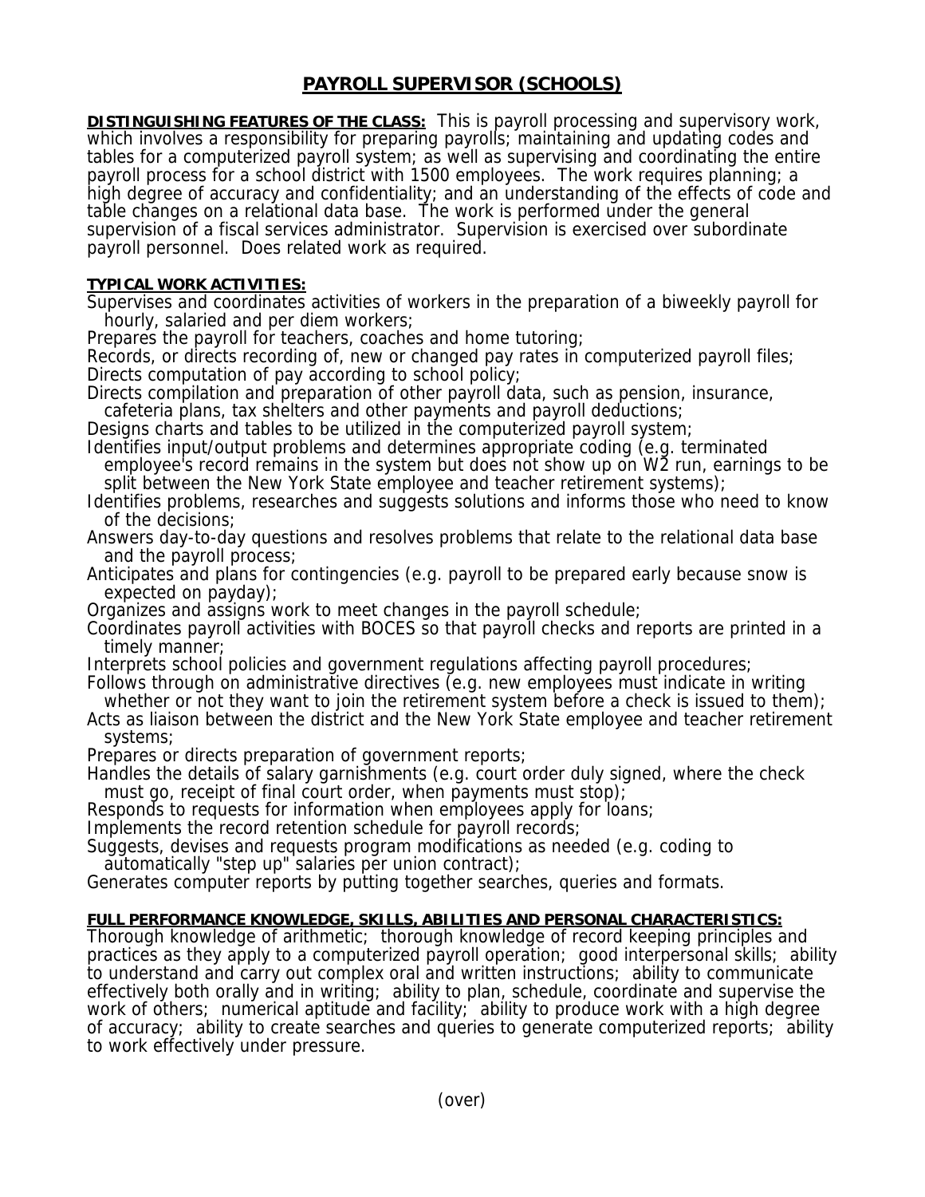# PAYROLL SUPERVISOR (SCHOOLS)

**DISTINGUISHING FEATURES OF THE CLASS:** This is payroll processing and supervisory work, which involves a responsibility for preparing payrolls; maintaining and updating codes and tables for a computerized payroll system; as well as supervising and coordinating the entire payroll process for a school district with 1500 employees. The work requires planning; a high degree of accuracy and confidentiality; and an understanding of the effects of code and table changes on a relational data base. The work is performed under the general supervision of a fiscal services administrator. Supervision is exercised over subordinate payroll personnel. Does related work as required.

**TYPICAL WORK ACTIVITIES:**

Supervises and coordinates activities of workers in the preparation of a biweekly payroll for hourly, salaried and per diem workers;
Prepares the payroll for teachers, coaches and home tutoring;
Records, or directs recording of, new or changed pay rates in computerized payroll files;
Directs computation of pay according to school policy;
Directs compilation and preparation of other payroll data, such as pension, insurance, cafeteria plans, tax shelters and other payments and payroll deductions;
Designs charts and tables to be utilized in the computerized payroll system;
Identifies input/output problems and determines appropriate coding (e.g. terminated employee's record remains in the system but does not show up on W2 run, earnings to be split between the New York State employee and teacher retirement systems);
Identifies problems, researches and suggests solutions and informs those who need to know of the decisions;
Answers day-to-day questions and resolves problems that relate to the relational data base and the payroll process;
Anticipates and plans for contingencies (e.g. payroll to be prepared early because snow is expected on payday);
Organizes and assigns work to meet changes in the payroll schedule;
Coordinates payroll activities with BOCES so that payroll checks and reports are printed in a timely manner;
Interprets school policies and government regulations affecting payroll procedures;
Follows through on administrative directives (e.g. new employees must indicate in writing whether or not they want to join the retirement system before a check is issued to them);
Acts as liaison between the district and the New York State employee and teacher retirement systems;
Prepares or directs preparation of government reports;
Handles the details of salary garnishments (e.g. court order duly signed, where the check must go, receipt of final court order, when payments must stop);
Responds to requests for information when employees apply for loans;
Implements the record retention schedule for payroll records;
Suggests, devises and requests program modifications as needed (e.g. coding to automatically "step up" salaries per union contract);
Generates computer reports by putting together searches, queries and formats.

**FULL PERFORMANCE KNOWLEDGE, SKILLS, ABILITIES AND PERSONAL CHARACTERISTICS:**
Thorough knowledge of arithmetic; thorough knowledge of record keeping principles and practices as they apply to a computerized payroll operation; good interpersonal skills; ability to understand and carry out complex oral and written instructions; ability to communicate effectively both orally and in writing; ability to plan, schedule, coordinate and supervise the work of others; numerical aptitude and facility; ability to produce work with a high degree of accuracy; ability to create searches and queries to generate computerized reports; ability to work effectively under pressure.

(over)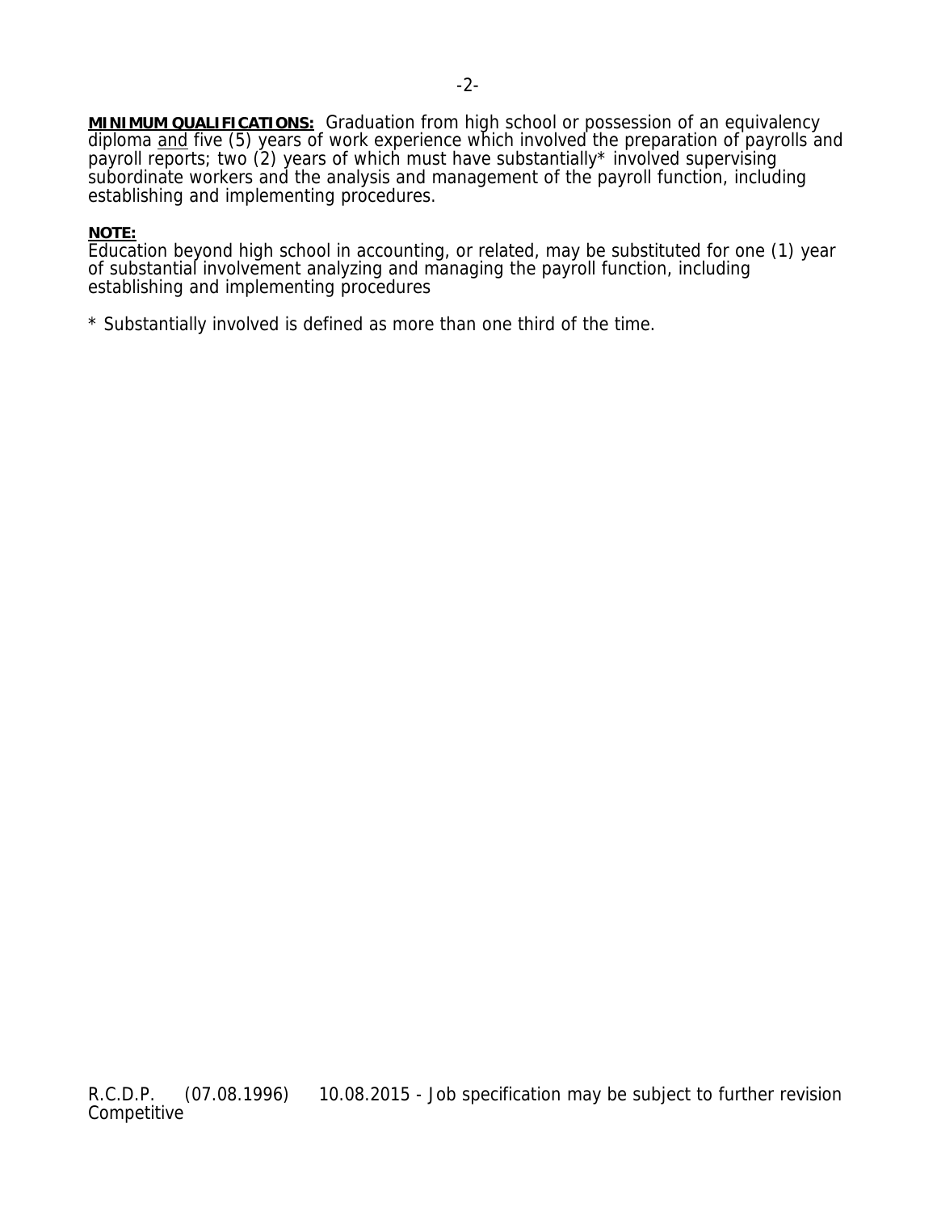**MINIMUM QUALIFICATIONS:** Graduation from high school or possession of an equivalency diploma and five (5) years of work experience which involved the preparation of payrolls and payroll reports; two (2) years of which must have substantially* involved supervising subordinate workers and the analysis and management of the payroll function, including establishing and implementing procedures.

**NOTE:**
Education beyond high school in accounting, or related, may be substituted for one (1) year of substantial involvement analyzing and managing the payroll function, including establishing and implementing procedures

* Substantially involved is defined as more than one third of the time.

R.C.D.P. (07.08.1996) 10.08.2015 - Job specification may be subject to further revision
Competitive